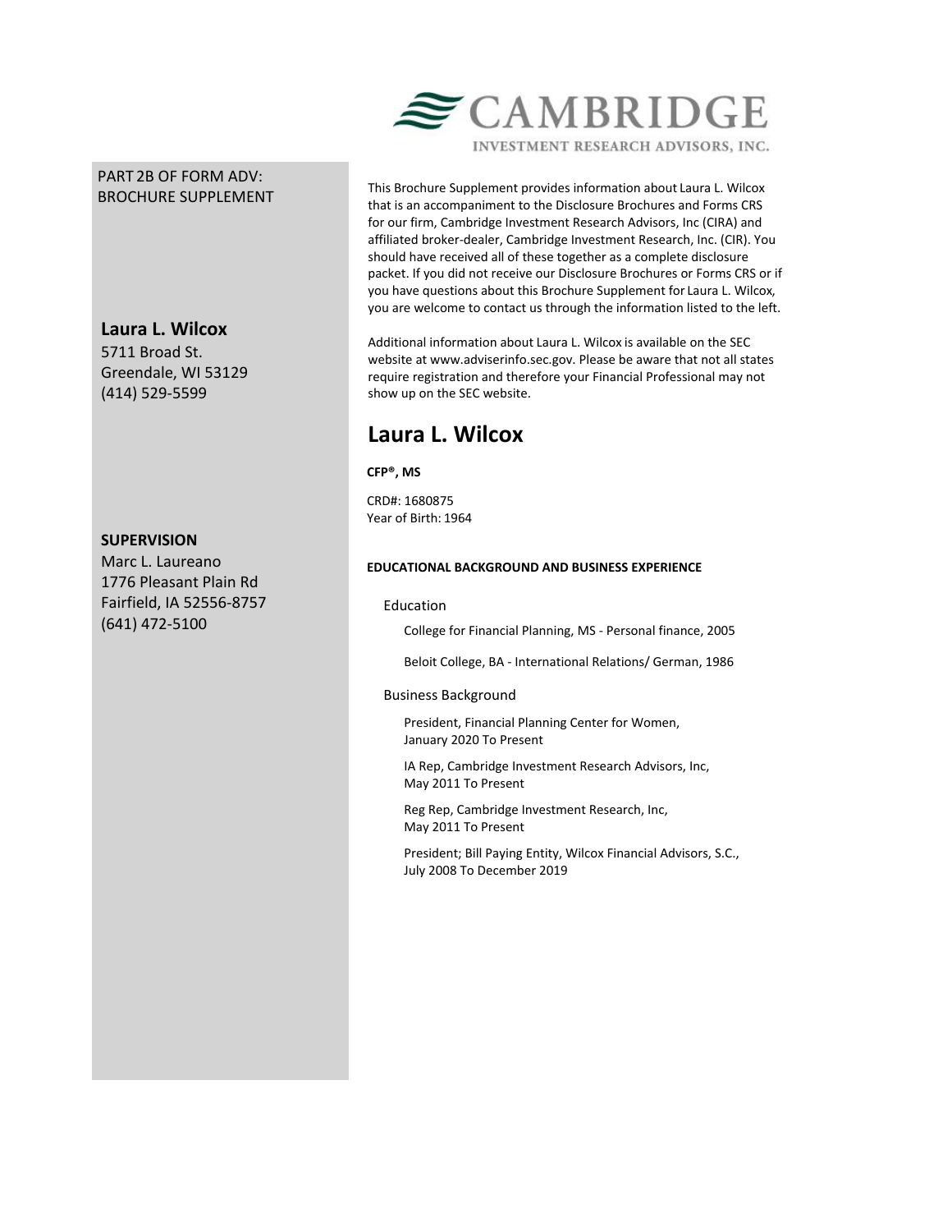CAMBRIDGE INVESTMENT RESEARCH ADVISORS, INC.

PART 2B OF FORM ADV: BROCHURE SUPPLEMENT

**Laura L. Wilcox**
5711 Broad St.
Greendale, WI 53129
(414) 529-5599

**SUPERVISION**
Marc L. Laureano
1776 Pleasant Plain Rd
Fairfield, IA 52556-8757
(641) 472-5100

This Brochure Supplement provides information about Laura L. Wilcox that is an accompaniment to the Disclosure Brochures and Forms CRS for our firm, Cambridge Investment Research Advisors, Inc (CIRA) and affiliated broker-dealer, Cambridge Investment Research, Inc. (CIR). You should have received all of these together as a complete disclosure packet. If you did not receive our Disclosure Brochures or Forms CRS or if you have questions about this Brochure Supplement for Laura L. Wilcox, you are welcome to contact us through the information listed to the left.

Additional information about Laura L. Wilcox is available on the SEC website at www.adviserinfo.sec.gov. Please be aware that not all states require registration and therefore your Financial Professional may not show up on the SEC website.

# Laura L. Wilcox

**CFP®, MS**

CRD#: 1680875
Year of Birth: 1964

#### EDUCATIONAL BACKGROUND AND BUSINESS EXPERIENCE

Education

- College for Financial Planning, MS - Personal finance, 2005
- Beloit College, BA - International Relations/ German, 1986

Business Background

- President, Financial Planning Center for Women, January 2020 To Present
- IA Rep, Cambridge Investment Research Advisors, Inc, May 2011 To Present
- Reg Rep, Cambridge Investment Research, Inc, May 2011 To Present
- President; Bill Paying Entity, Wilcox Financial Advisors, S.C., July 2008 To December 2019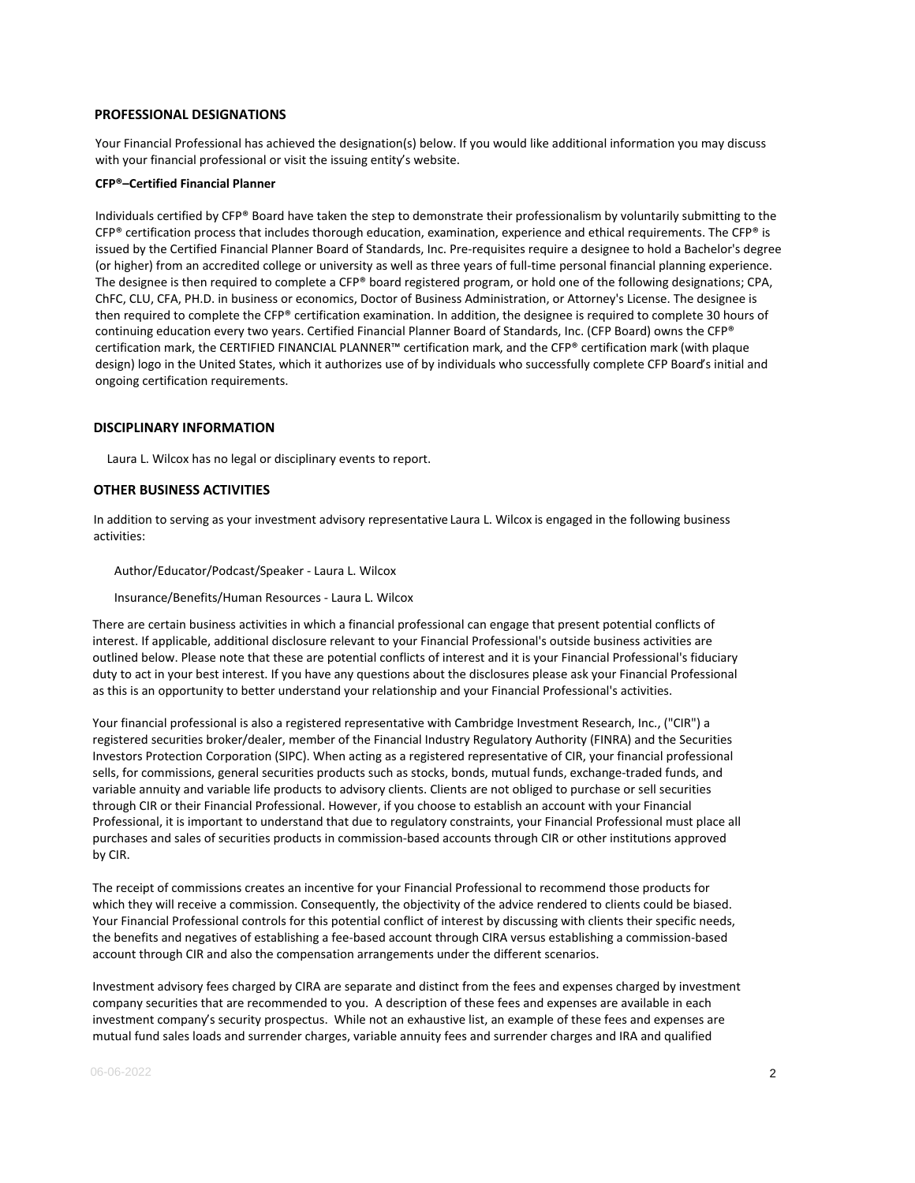## PROFESSIONAL DESIGNATIONS

Your Financial Professional has achieved the designation(s) below. If you would like additional information you may discuss with your financial professional or visit the issuing entity's website.

**CFP®–Certified Financial Planner**

Individuals certified by CFP® Board have taken the step to demonstrate their professionalism by voluntarily submitting to the CFP® certification process that includes thorough education, examination, experience and ethical requirements. The CFP® is issued by the Certified Financial Planner Board of Standards, Inc. Pre-requisites require a designee to hold a Bachelor's degree (or higher) from an accredited college or university as well as three years of full-time personal financial planning experience. The designee is then required to complete a CFP® board registered program, or hold one of the following designations; CPA, ChFC, CLU, CFA, PH.D. in business or economics, Doctor of Business Administration, or Attorney's License. The designee is then required to complete the CFP® certification examination. In addition, the designee is required to complete 30 hours of continuing education every two years. Certified Financial Planner Board of Standards, Inc. (CFP Board) owns the CFP® certification mark, the CERTIFIED FINANCIAL PLANNER™ certification mark, and the CFP® certification mark (with plaque design) logo in the United States, which it authorizes use of by individuals who successfully complete CFP Board's initial and ongoing certification requirements.

## DISCIPLINARY INFORMATION

Laura L. Wilcox has no legal or disciplinary events to report.

## OTHER BUSINESS ACTIVITIES

In addition to serving as your investment advisory representative Laura L. Wilcox is engaged in the following business activities:

Author/Educator/Podcast/Speaker - Laura L. Wilcox

Insurance/Benefits/Human Resources - Laura L. Wilcox

There are certain business activities in which a financial professional can engage that present potential conflicts of interest. If applicable, additional disclosure relevant to your Financial Professional's outside business activities are outlined below. Please note that these are potential conflicts of interest and it is your Financial Professional's fiduciary duty to act in your best interest. If you have any questions about the disclosures please ask your Financial Professional as this is an opportunity to better understand your relationship and your Financial Professional's activities.

Your financial professional is also a registered representative with Cambridge Investment Research, Inc., ("CIR") a registered securities broker/dealer, member of the Financial Industry Regulatory Authority (FINRA) and the Securities Investors Protection Corporation (SIPC). When acting as a registered representative of CIR, your financial professional sells, for commissions, general securities products such as stocks, bonds, mutual funds, exchange-traded funds, and variable annuity and variable life products to advisory clients. Clients are not obliged to purchase or sell securities through CIR or their Financial Professional. However, if you choose to establish an account with your Financial Professional, it is important to understand that due to regulatory constraints, your Financial Professional must place all purchases and sales of securities products in commission-based accounts through CIR or other institutions approved by CIR.

The receipt of commissions creates an incentive for your Financial Professional to recommend those products for which they will receive a commission. Consequently, the objectivity of the advice rendered to clients could be biased. Your Financial Professional controls for this potential conflict of interest by discussing with clients their specific needs, the benefits and negatives of establishing a fee-based account through CIRA versus establishing a commission-based account through CIR and also the compensation arrangements under the different scenarios.

Investment advisory fees charged by CIRA are separate and distinct from the fees and expenses charged by investment company securities that are recommended to you. A description of these fees and expenses are available in each investment company's security prospectus. While not an exhaustive list, an example of these fees and expenses are mutual fund sales loads and surrender charges, variable annuity fees and surrender charges and IRA and qualified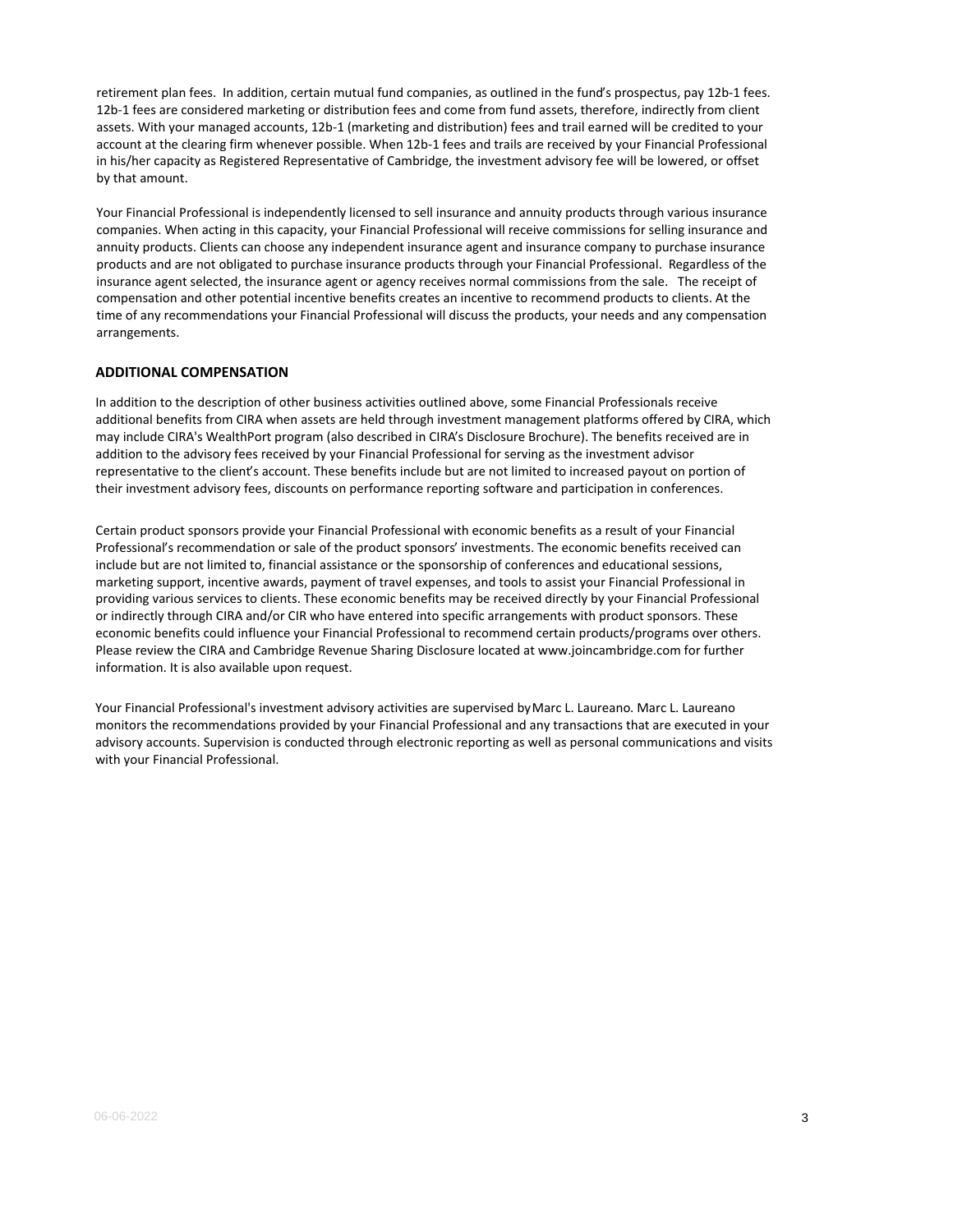retirement plan fees. In addition, certain mutual fund companies, as outlined in the fund's prospectus, pay 12b-1 fees. 12b-1 fees are considered marketing or distribution fees and come from fund assets, therefore, indirectly from client assets. With your managed accounts, 12b-1 (marketing and distribution) fees and trail earned will be credited to your account at the clearing firm whenever possible. When 12b-1 fees and trails are received by your Financial Professional in his/her capacity as Registered Representative of Cambridge, the investment advisory fee will be lowered, or offset by that amount.

Your Financial Professional is independently licensed to sell insurance and annuity products through various insurance companies. When acting in this capacity, your Financial Professional will receive commissions for selling insurance and annuity products. Clients can choose any independent insurance agent and insurance company to purchase insurance products and are not obligated to purchase insurance products through your Financial Professional. Regardless of the insurance agent selected, the insurance agent or agency receives normal commissions from the sale. The receipt of compensation and other potential incentive benefits creates an incentive to recommend products to clients. At the time of any recommendations your Financial Professional will discuss the products, your needs and any compensation arrangements.

## ADDITIONAL COMPENSATION

In addition to the description of other business activities outlined above, some Financial Professionals receive additional benefits from CIRA when assets are held through investment management platforms offered by CIRA, which may include CIRA's WealthPort program (also described in CIRA's Disclosure Brochure). The benefits received are in addition to the advisory fees received by your Financial Professional for serving as the investment advisor representative to the client's account. These benefits include but are not limited to increased payout on portion of their investment advisory fees, discounts on performance reporting software and participation in conferences.

Certain product sponsors provide your Financial Professional with economic benefits as a result of your Financial Professional's recommendation or sale of the product sponsors' investments. The economic benefits received can include but are not limited to, financial assistance or the sponsorship of conferences and educational sessions, marketing support, incentive awards, payment of travel expenses, and tools to assist your Financial Professional in providing various services to clients. These economic benefits may be received directly by your Financial Professional or indirectly through CIRA and/or CIR who have entered into specific arrangements with product sponsors. These economic benefits could influence your Financial Professional to recommend certain products/programs over others. Please review the CIRA and Cambridge Revenue Sharing Disclosure located at www.joincambridge.com for further information. It is also available upon request.

Your Financial Professional's investment advisory activities are supervised by Marc L. Laureano. Marc L. Laureano monitors the recommendations provided by your Financial Professional and any transactions that are executed in your advisory accounts. Supervision is conducted through electronic reporting as well as personal communications and visits with your Financial Professional.

06-06-2022